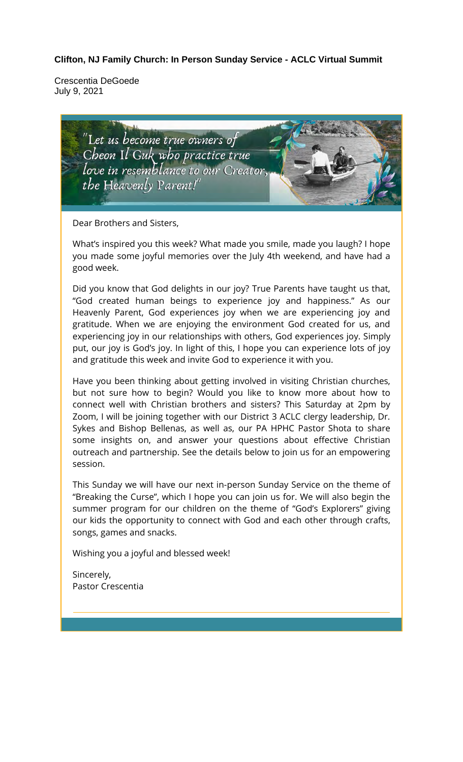**Clifton, NJ Family Church: In Person Sunday Service - ACLC Virtual Summit**

Crescentia DeGoede
July 9, 2021

"Let us become true owners of Cheon Il Guk who practice true love in resemblance to our Creator, the Heavenly Parent!"

Dear Brothers and Sisters,

What's inspired you this week? What made you smile, made you laugh? I hope you made some joyful memories over the July 4th weekend, and have had a good week.

Did you know that God delights in our joy? True Parents have taught us that, "God created human beings to experience joy and happiness." As our Heavenly Parent, God experiences joy when we are experiencing joy and gratitude. When we are enjoying the environment God created for us, and experiencing joy in our relationships with others, God experiences joy. Simply put, our joy is God's joy. In light of this, I hope you can experience lots of joy and gratitude this week and invite God to experience it with you.

Have you been thinking about getting involved in visiting Christian churches, but not sure how to begin? Would you like to know more about how to connect well with Christian brothers and sisters? This Saturday at 2pm by Zoom, I will be joining together with our District 3 ACLC clergy leadership, Dr. Sykes and Bishop Bellenas, as well as, our PA HPHC Pastor Shota to share some insights on, and answer your questions about effective Christian outreach and partnership. See the details below to join us for an empowering session.

This Sunday we will have our next in-person Sunday Service on the theme of "Breaking the Curse", which I hope you can join us for. We will also begin the summer program for our children on the theme of "God's Explorers" giving our kids the opportunity to connect with God and each other through crafts, songs, games and snacks.

Wishing you a joyful and blessed week!

Sincerely,
Pastor Crescentia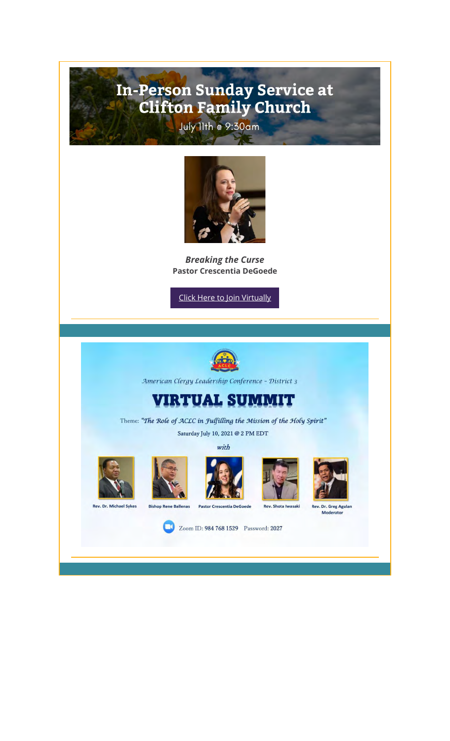# In-Person Sunday Service at Clifton Family Church

July 11th @ 9:30am

***Breaking the Curse***
**Pastor Crescentia DeGoede**

Click Here to Join Virtually

---

American Clergy Leadership Conference - District 3

## VIRTUAL SUMMIT

Theme: *"The Role of ACLC in Fulfilling the Mission of the Holy Spirit"*

Saturday July 10, 2021 @ 2 PM EDT

*with*

**Rev. Dr. Michael Sykes**

**Bishop Rene Ballenas**

**Pastor Crescentia DeGoede**

**Rev. Shota Iwasaki**

**Rev. Dr. Greg Agulan**
**Moderator**

Zoom ID: **984 768 1529** Password: **2027**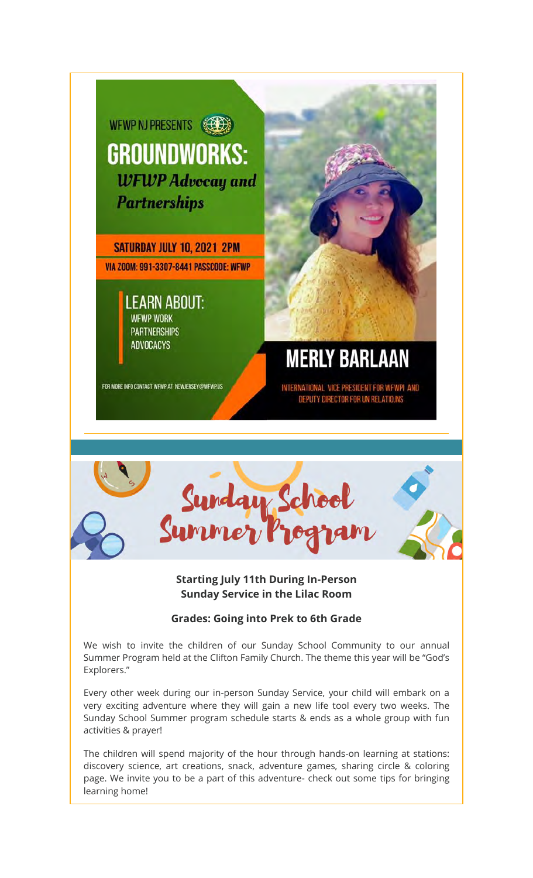WFWP NJ PRESENTS

# GROUNDWORKS:

***WFWP Advocay and Partnerships***

**SATURDAY JULY 10, 2021 2PM**

**VIA ZOOM: 991-3307-8441 PASSCODE: WFWP**

LEARN ABOUT:

- WFWP WORK
- PARTNERSHIPS
- ADVOCACYS

FOR MORE INFO CONTACT WFWP AT NEWJERSEY@WFWP.US

## MERLY BARLAAN

INTERNATIONAL VICE PRESIDENT FOR WFWPI AND DEPUTY DIRECTOR FOR UN RELATIONS

---

# Sunday School Summer Program

**Starting July 11th During In-Person Sunday Service in the Lilac Room**

**Grades: Going into Prek to 6th Grade**

We wish to invite the children of our Sunday School Community to our annual Summer Program held at the Clifton Family Church. The theme this year will be "God's Explorers."

Every other week during our in-person Sunday Service, your child will embark on a very exciting adventure where they will gain a new life tool every two weeks. The Sunday School Summer program schedule starts & ends as a whole group with fun activities & prayer!

The children will spend majority of the hour through hands-on learning at stations: discovery science, art creations, snack, adventure games, sharing circle & coloring page. We invite you to be a part of this adventure- check out some tips for bringing learning home!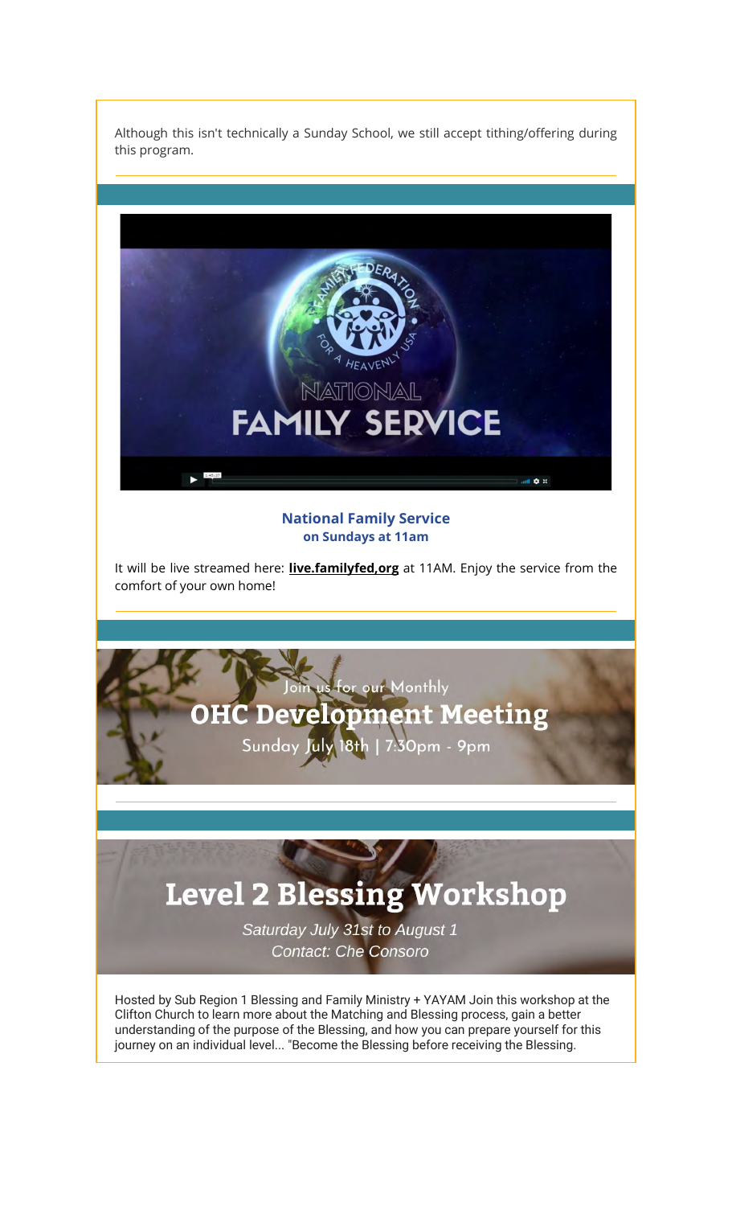Although this isn't technically a Sunday School, we still accept tithing/offering during this program.

NATIONAL FAMILY SERVICE

**National Family Service**
**on Sundays at 11am**

It will be live streamed here: **live.familyfed,org** at 11AM. Enjoy the service from the comfort of your own home!

Join us for our Monthly

## OHC Development Meeting

Sunday July 18th | 7:30pm - 9pm

## Level 2 Blessing Workshop

*Saturday July 31st to August 1*
*Contact: Che Consoro*

Hosted by Sub Region 1 Blessing and Family Ministry + YAYAM Join this workshop at the Clifton Church to learn more about the Matching and Blessing process, gain a better understanding of the purpose of the Blessing, and how you can prepare yourself for this journey on an individual level... "Become the Blessing before receiving the Blessing.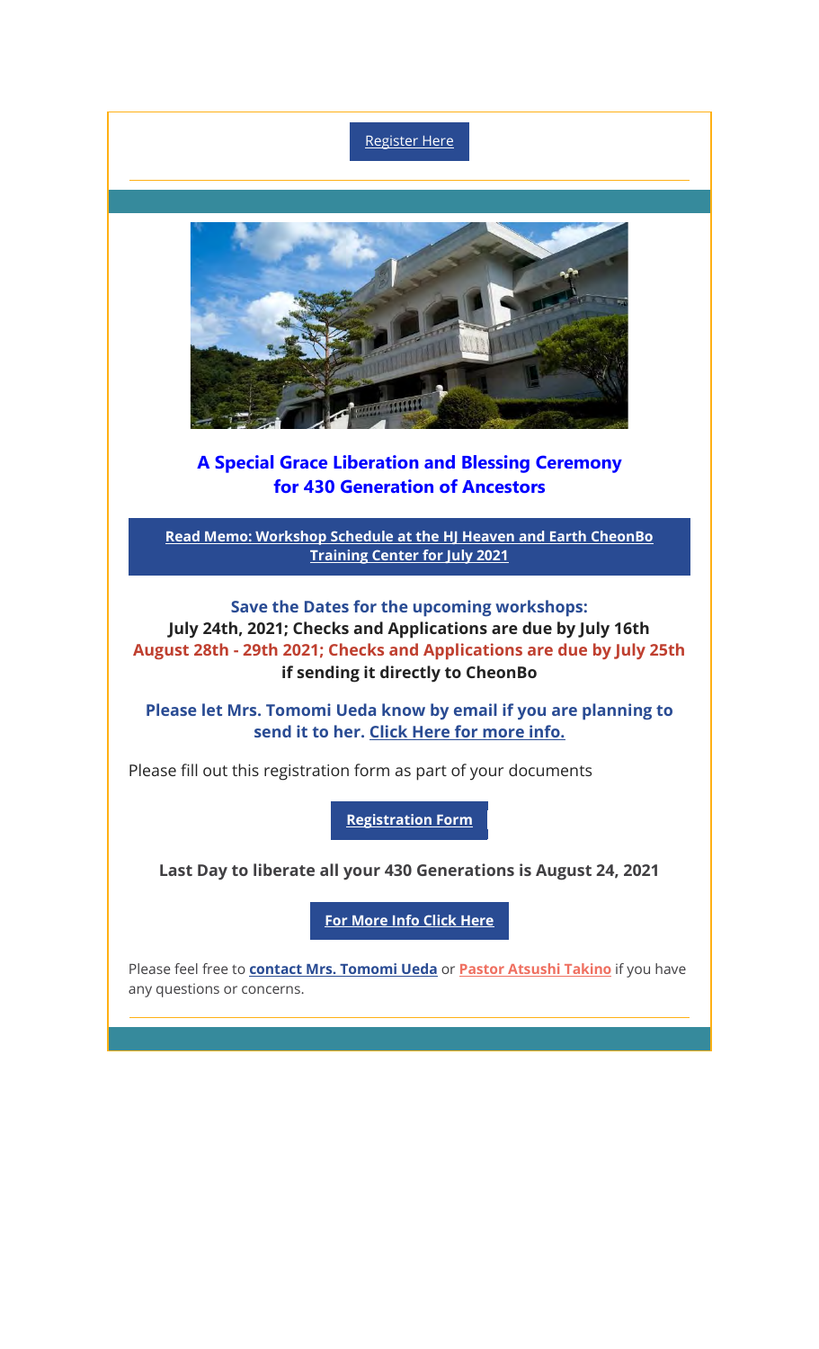Register Here

## A Special Grace Liberation and Blessing Ceremony for 430 Generation of Ancestors

**Read Memo: Workshop Schedule at the HJ Heaven and Earth CheonBo Training Center for July 2021**

**Save the Dates for the upcoming workshops:**

**July 24th, 2021; Checks and Applications are due by July 16th**

**August 28th - 29th 2021; Checks and Applications are due by July 25th**

**if sending it directly to CheonBo**

**Please let Mrs. Tomomi Ueda know by email if you are planning to send it to her. Click Here for more info.**

Please fill out this registration form as part of your documents

**Registration Form**

**Last Day to liberate all your 430 Generations is August 24, 2021**

**For More Info Click Here**

Please feel free to **contact Mrs. Tomomi Ueda** or **Pastor Atsushi Takino** if you have any questions or concerns.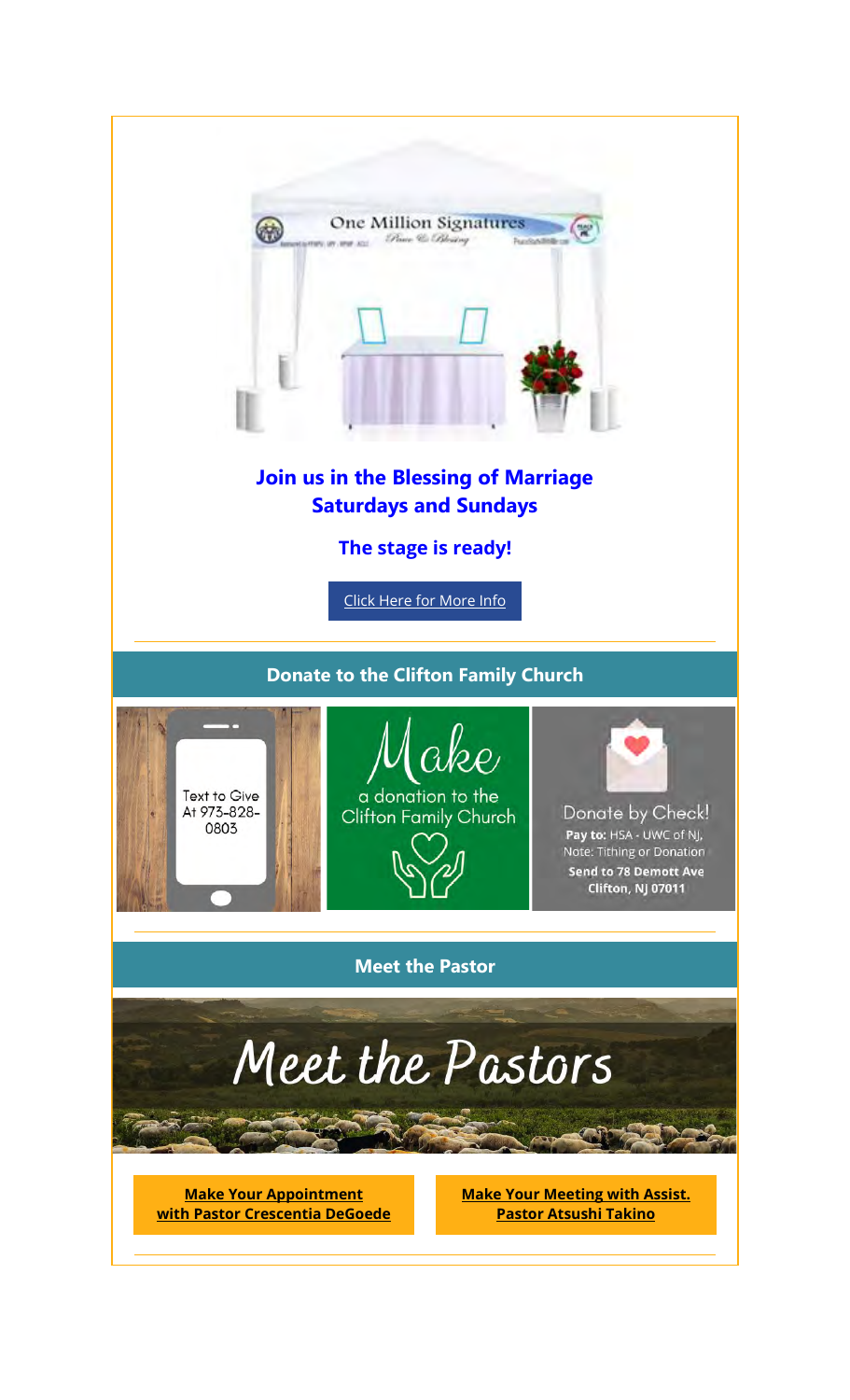**Join us in the Blessing of Marriage**
**Saturdays and Sundays**

**The stage is ready!**

Click Here for More Info

## Donate to the Clifton Family Church

Text to Give At 973-828-0803

Make a donation to the Clifton Family Church

Donate by Check!
**Pay to:** HSA - UWC of NJ,
Note: Tithing or Donation
**Send to 78 Demott Ave Clifton, NJ 07011**

## Meet the Pastor

Meet the Pastors

**Make Your Appointment with Pastor Crescentia DeGoede**

**Make Your Meeting with Assist. Pastor Atsushi Takino**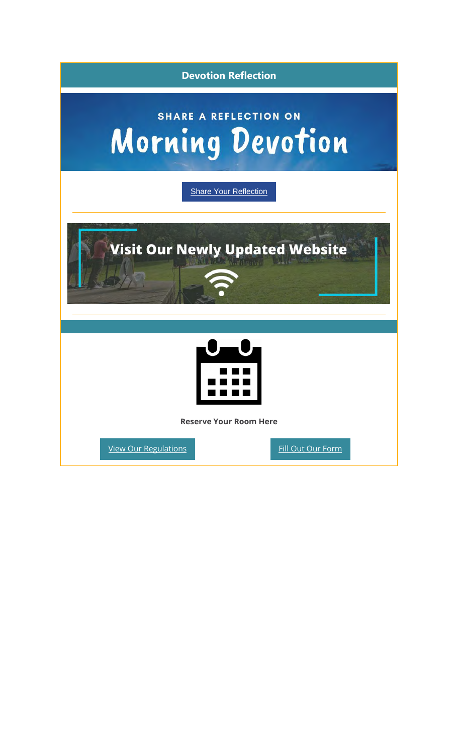## Devotion Reflection

SHARE A REFLECTION ON

# Morning Devotion

Share Your Reflection

---

**Visit Our Newly Updated Website**

---

**Reserve Your Room Here**

View Our Regulations

Fill Out Our Form